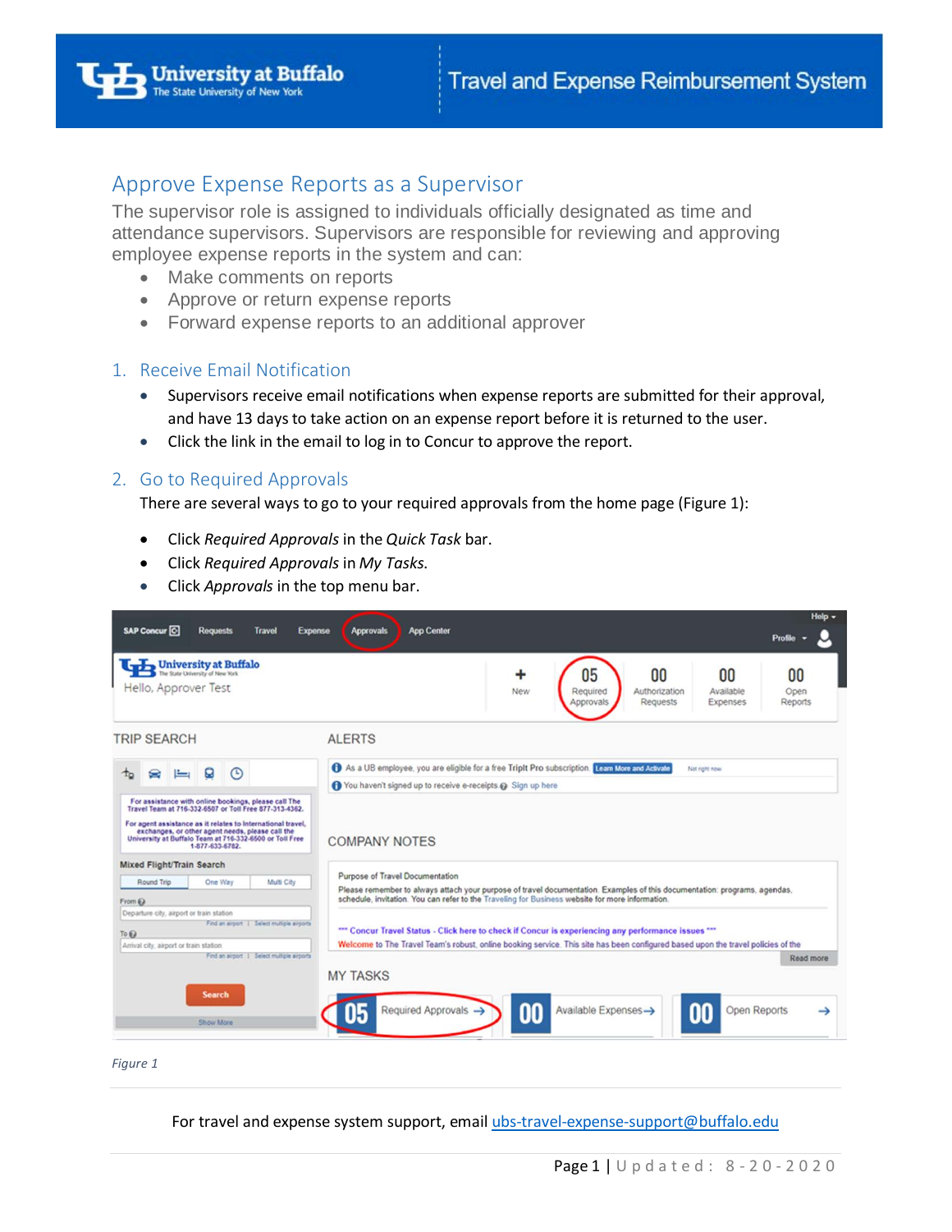# Approve Expense Reports as a Supervisor

The supervisor role is assigned to individuals officially designated as time and attendance supervisors. Supervisors are responsible for reviewing and approving employee expense reports in the system and can:

- Make comments on reports
- Approve or return expense reports
- Forward expense reports to an additional approver

## 1. Receive Email Notification

- Supervisors receive email notifications when expense reports are submitted for their approval, and have 13 days to take action on an expense report before it is returned to the user.
- Click the link in the email to log in to Concur to approve the report.

## 2. Go to Required Approvals

There are several ways to go to your required approvals from the home page (Figure 1):

- Click *Required Approvals* in the *Quick Task* bar.
- Click *Required Approvals* in *My Tasks*.
- Click *Approvals* in the top menu bar.

*Figure 1*

For travel and expense system support, email ubs-travel-expense-support@buffalo.edu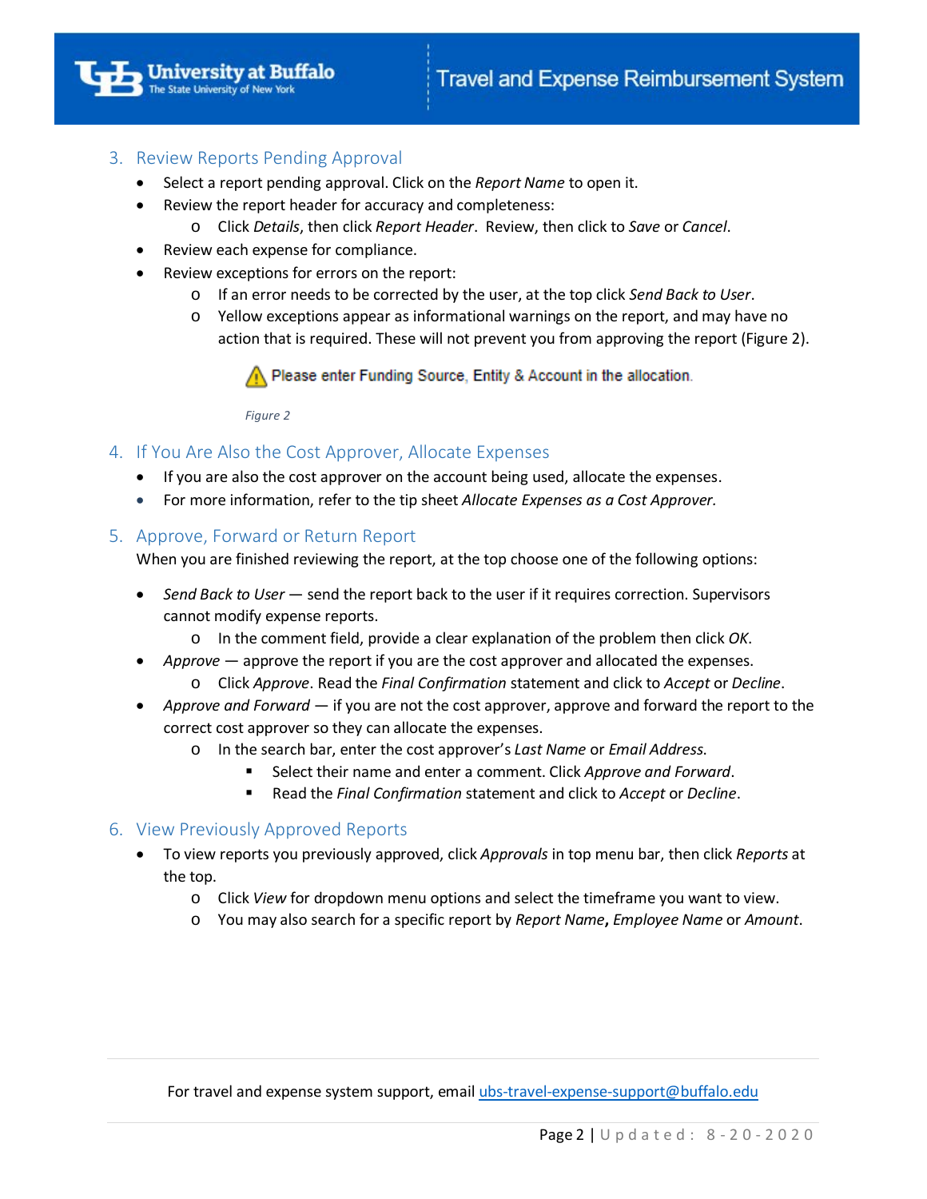## 3. Review Reports Pending Approval

- Select a report pending approval. Click on the *Report Name* to open it.
- Review the report header for accuracy and completeness:
  - Click *Details*, then click *Report Header*. Review, then click to *Save* or *Cancel*.
- Review each expense for compliance.
- Review exceptions for errors on the report:
  - If an error needs to be corrected by the user, at the top click *Send Back to User*.
  - Yellow exceptions appear as informational warnings on the report, and may have no action that is required. These will not prevent you from approving the report (Figure 2).

⚠ Please enter Funding Source, Entity & Account in the allocation.

*Figure 2*

## 4. If You Are Also the Cost Approver, Allocate Expenses

- If you are also the cost approver on the account being used, allocate the expenses.
- For more information, refer to the tip sheet *Allocate Expenses as a Cost Approver.*

## 5. Approve, Forward or Return Report

When you are finished reviewing the report, at the top choose one of the following options:

- *Send Back to User* — send the report back to the user if it requires correction. Supervisors cannot modify expense reports.
  - In the comment field, provide a clear explanation of the problem then click *OK*.
- *Approve* — approve the report if you are the cost approver and allocated the expenses.
  - Click *Approve*. Read the *Final Confirmation* statement and click to *Accept* or *Decline*.
- *Approve and Forward* — if you are not the cost approver, approve and forward the report to the correct cost approver so they can allocate the expenses.
  - In the search bar, enter the cost approver's *Last Name* or *Email Address*.
    - Select their name and enter a comment. Click *Approve and Forward*.
    - Read the *Final Confirmation* statement and click to *Accept* or *Decline*.

## 6. View Previously Approved Reports

- To view reports you previously approved, click *Approvals* in top menu bar, then click *Reports* at the top.
  - Click *View* for dropdown menu options and select the timeframe you want to view.
  - You may also search for a specific report by *Report Name***,** *Employee Name* or *Amount*.

For travel and expense system support, email ubs-travel-expense-support@buffalo.edu